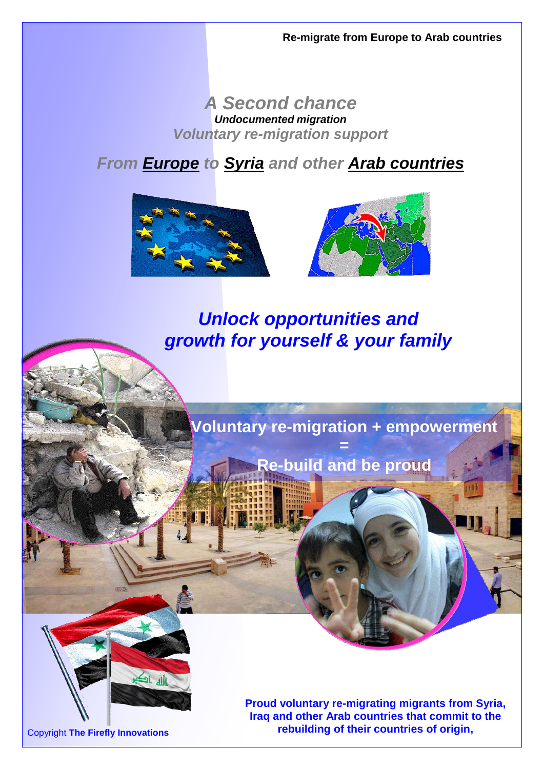**Re-migrate from Europe to Arab countries**

# *A Second chance*

***Undocumented migration***

***Voluntary re-migration support***

## *From **Europe** to **Syria** and other **Arab countries***

## *Unlock opportunities and growth for yourself & your family*

**Voluntary re-migration + empowerment**

**=**

**Re-build and be proud**

**Proud voluntary re-migrating migrants from Syria, Iraq and other Arab countries that commit to the rebuilding of their countries of origin,**

Copyright **The Firefly Innovations**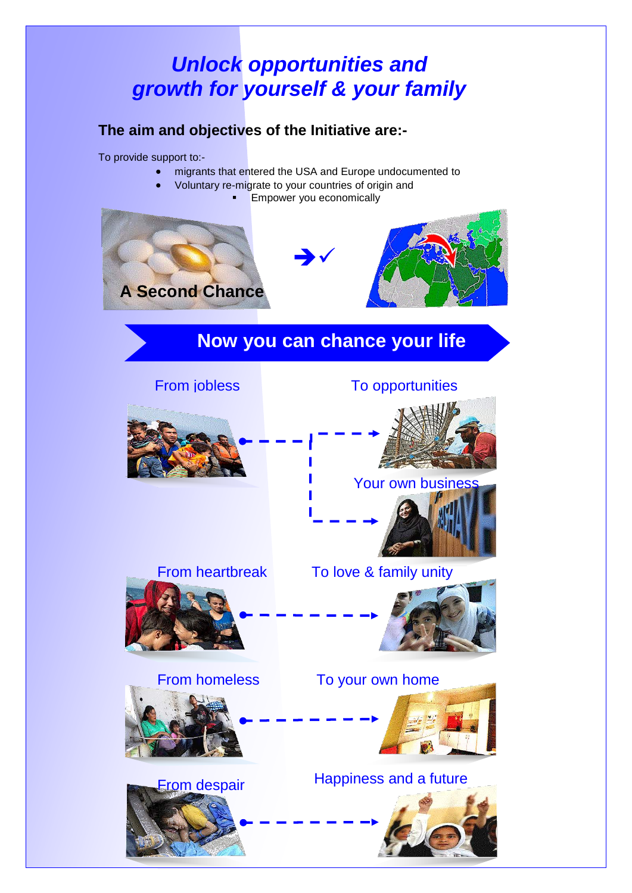# *Unlock opportunities and growth for yourself & your family*

## The aim and objectives of the Initiative are:-

To provide support to:-

- migrants that entered the USA and Europe undocumented to
- Voluntary re-migrate to your countries of origin and
  - Empower you economically

A Second Chance

## Now you can chance your life

From jobless → To opportunities

→ Your own business

From heartbreak → To love & family unity

From homeless → To your own home

From despair → Happiness and a future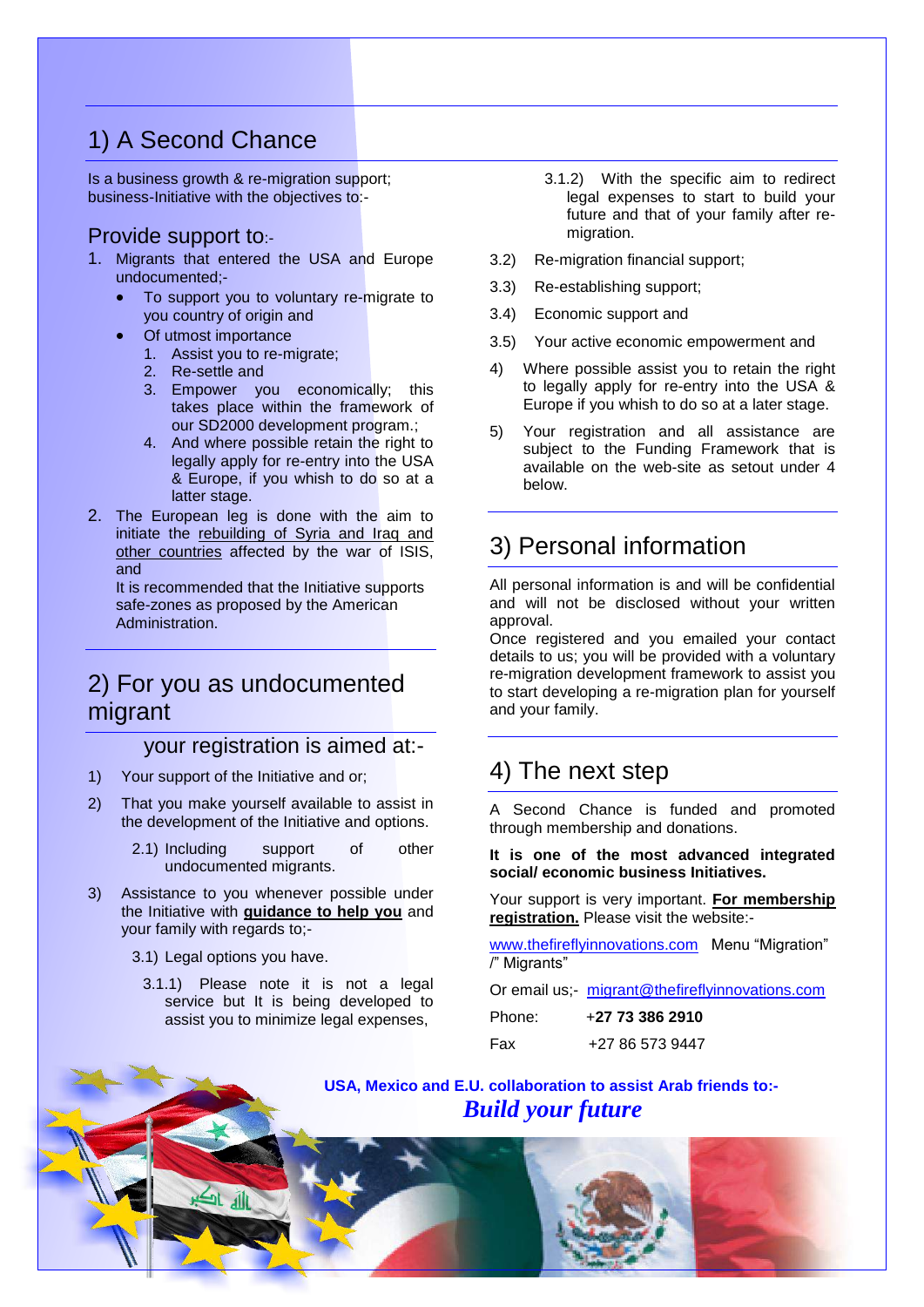## 1) A Second Chance

Is a business growth & re-migration support; business-Initiative with the objectives to:-

### Provide support to:-

1. Migrants that entered the USA and Europe undocumented;-
   - To support you to voluntary re-migrate to you country of origin and
   - Of utmost importance
     1. Assist you to re-migrate;
     2. Re-settle and
     3. Empower you economically; this takes place within the framework of our SD2000 development program.;
     4. And where possible retain the right to legally apply for re-entry into the USA & Europe, if you whish to do so at a latter stage.
2. The European leg is done with the aim to initiate the rebuilding of Syria and Iraq and other countries affected by the war of ISIS, and

   It is recommended that the Initiative supports safe-zones as proposed by the American Administration.

## 2) For you as undocumented migrant

### your registration is aimed at:-

1) Your support of the Initiative and or;

2) That you make yourself available to assist in the development of the Initiative and options.

   2.1) Including support of other undocumented migrants.

3) Assistance to you whenever possible under the Initiative with **guidance to help you** and your family with regards to;-

   3.1) Legal options you have.

   3.1.1) Please note it is not a legal service but It is being developed to assist you to minimize legal expenses,

   3.1.2) With the specific aim to redirect legal expenses to start to build your future and that of your family after re-migration.

   3.2) Re-migration financial support;

   3.3) Re-establishing support;

   3.4) Economic support and

   3.5) Your active economic empowerment and

4) Where possible assist you to retain the right to legally apply for re-entry into the USA & Europe if you whish to do so at a later stage.

5) Your registration and all assistance are subject to the Funding Framework that is available on the web-site as setout under 4 below.

## 3) Personal information

All personal information is and will be confidential and will not be disclosed without your written approval.

Once registered and you emailed your contact details to us; you will be provided with a voluntary re-migration development framework to assist you to start developing a re-migration plan for yourself and your family.

## 4) The next step

A Second Chance is funded and promoted through membership and donations.

**It is one of the most advanced integrated social/ economic business Initiatives.**

Your support is very important. **For membership registration.** Please visit the website:-

www.thefireflyinnovations.com Menu "Migration" /" Migrants"

Or email us;- migrant@thefireflyinnovations.com

Phone: +**27 73 386 2910**

Fax +27 86 573 9447

**USA, Mexico and E.U. collaboration to assist Arab friends to:-**

***Build your future***